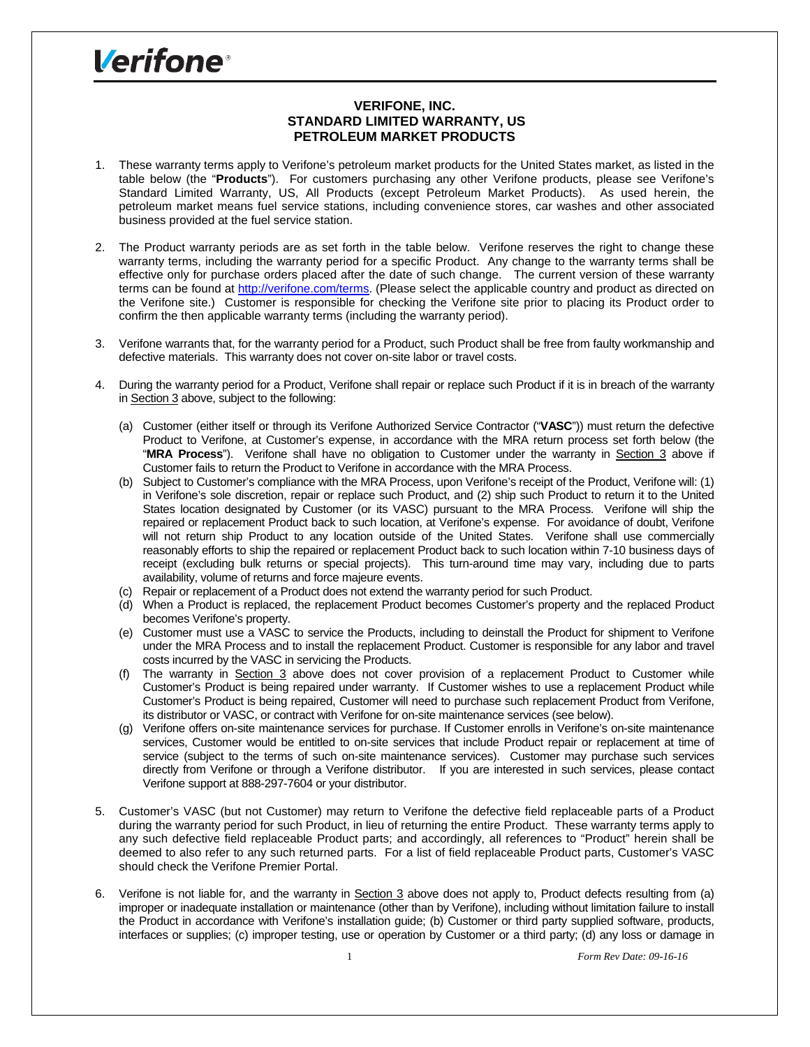Verifone

# VERIFONE, INC.
## STANDARD LIMITED WARRANTY, US
## PETROLEUM MARKET PRODUCTS

1. These warranty terms apply to Verifone's petroleum market products for the United States market, as listed in the table below (the "**Products**"). For customers purchasing any other Verifone products, please see Verifone's Standard Limited Warranty, US, All Products (except Petroleum Market Products). As used herein, the petroleum market means fuel service stations, including convenience stores, car washes and other associated business provided at the fuel service station.

2. The Product warranty periods are as set forth in the table below. Verifone reserves the right to change these warranty terms, including the warranty period for a specific Product. Any change to the warranty terms shall be effective only for purchase orders placed after the date of such change. The current version of these warranty terms can be found at http://verifone.com/terms. (Please select the applicable country and product as directed on the Verifone site.) Customer is responsible for checking the Verifone site prior to placing its Product order to confirm the then applicable warranty terms (including the warranty period).

3. Verifone warrants that, for the warranty period for a Product, such Product shall be free from faulty workmanship and defective materials. This warranty does not cover on-site labor or travel costs.

4. During the warranty period for a Product, Verifone shall repair or replace such Product if it is in breach of the warranty in Section 3 above, subject to the following:

   (a) Customer (either itself or through its Verifone Authorized Service Contractor ("**VASC**")) must return the defective Product to Verifone, at Customer's expense, in accordance with the MRA return process set forth below (the "**MRA Process**"). Verifone shall have no obligation to Customer under the warranty in Section 3 above if Customer fails to return the Product to Verifone in accordance with the MRA Process.

   (b) Subject to Customer's compliance with the MRA Process, upon Verifone's receipt of the Product, Verifone will: (1) in Verifone's sole discretion, repair or replace such Product, and (2) ship such Product to return it to the United States location designated by Customer (or its VASC) pursuant to the MRA Process. Verifone will ship the repaired or replacement Product back to such location, at Verifone's expense. For avoidance of doubt, Verifone will not return ship Product to any location outside of the United States. Verifone shall use commercially reasonably efforts to ship the repaired or replacement Product back to such location within 7-10 business days of receipt (excluding bulk returns or special projects). This turn-around time may vary, including due to parts availability, volume of returns and force majeure events.

   (c) Repair or replacement of a Product does not extend the warranty period for such Product.

   (d) When a Product is replaced, the replacement Product becomes Customer's property and the replaced Product becomes Verifone's property.

   (e) Customer must use a VASC to service the Products, including to deinstall the Product for shipment to Verifone under the MRA Process and to install the replacement Product. Customer is responsible for any labor and travel costs incurred by the VASC in servicing the Products.

   (f) The warranty in Section 3 above does not cover provision of a replacement Product to Customer while Customer's Product is being repaired under warranty. If Customer wishes to use a replacement Product while Customer's Product is being repaired, Customer will need to purchase such replacement Product from Verifone, its distributor or VASC, or contract with Verifone for on-site maintenance services (see below).

   (g) Verifone offers on-site maintenance services for purchase. If Customer enrolls in Verifone's on-site maintenance services, Customer would be entitled to on-site services that include Product repair or replacement at time of service (subject to the terms of such on-site maintenance services). Customer may purchase such services directly from Verifone or through a Verifone distributor. If you are interested in such services, please contact Verifone support at 888-297-7604 or your distributor.

5. Customer's VASC (but not Customer) may return to Verifone the defective field replaceable parts of a Product during the warranty period for such Product, in lieu of returning the entire Product. These warranty terms apply to any such defective field replaceable Product parts; and accordingly, all references to "Product" herein shall be deemed to also refer to any such returned parts. For a list of field replaceable Product parts, Customer's VASC should check the Verifone Premier Portal.

6. Verifone is not liable for, and the warranty in Section 3 above does not apply to, Product defects resulting from (a) improper or inadequate installation or maintenance (other than by Verifone), including without limitation failure to install the Product in accordance with Verifone's installation guide; (b) Customer or third party supplied software, products, interfaces or supplies; (c) improper testing, use or operation by Customer or a third party; (d) any loss or damage in

*Form Rev Date: 09-16-16*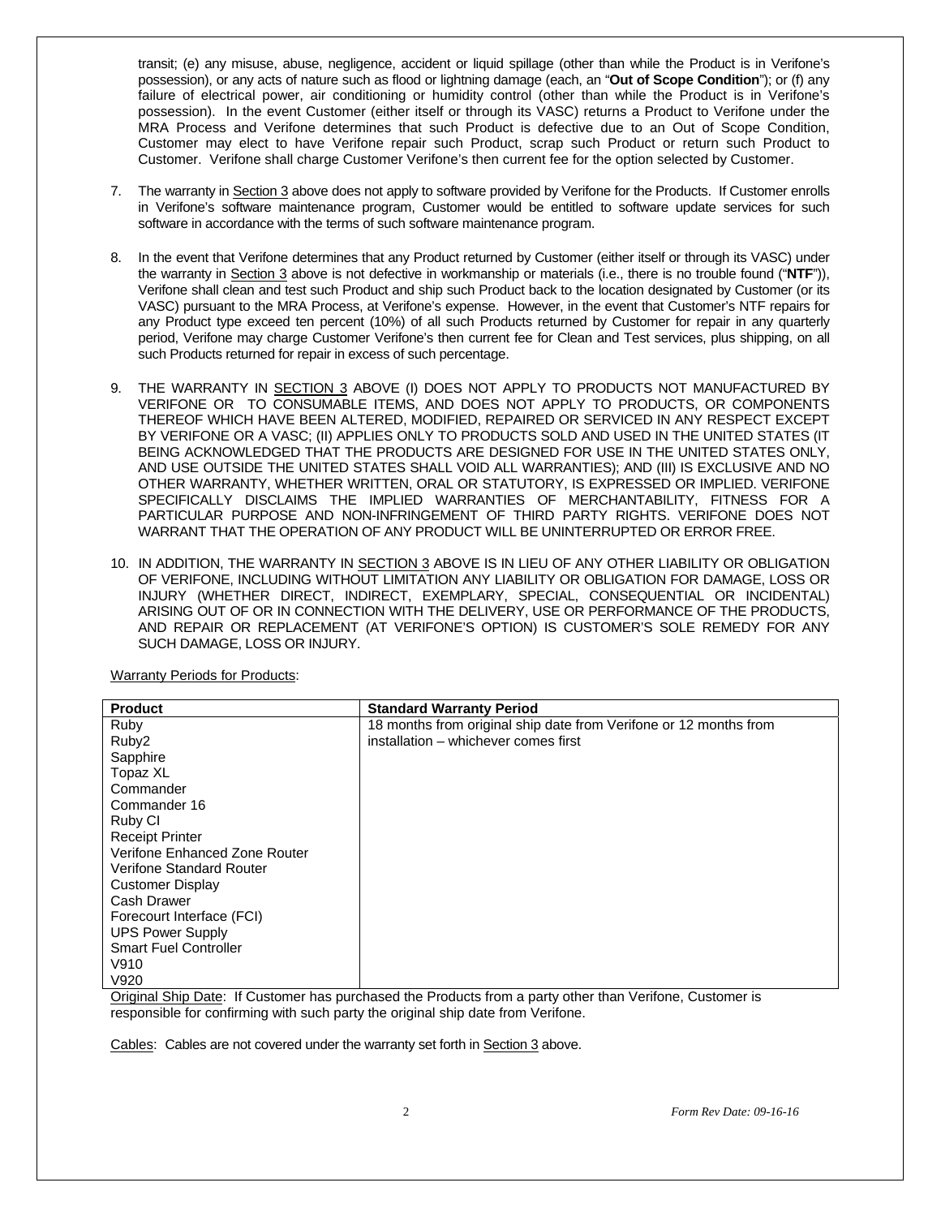transit; (e) any misuse, abuse, negligence, accident or liquid spillage (other than while the Product is in Verifone's possession), or any acts of nature such as flood or lightning damage (each, an "**Out of Scope Condition**"); or (f) any failure of electrical power, air conditioning or humidity control (other than while the Product is in Verifone's possession). In the event Customer (either itself or through its VASC) returns a Product to Verifone under the MRA Process and Verifone determines that such Product is defective due to an Out of Scope Condition, Customer may elect to have Verifone repair such Product, scrap such Product or return such Product to Customer. Verifone shall charge Customer Verifone's then current fee for the option selected by Customer.

7. The warranty in Section 3 above does not apply to software provided by Verifone for the Products. If Customer enrolls in Verifone's software maintenance program, Customer would be entitled to software update services for such software in accordance with the terms of such software maintenance program.

8. In the event that Verifone determines that any Product returned by Customer (either itself or through its VASC) under the warranty in Section 3 above is not defective in workmanship or materials (i.e., there is no trouble found ("**NTF**")), Verifone shall clean and test such Product and ship such Product back to the location designated by Customer (or its VASC) pursuant to the MRA Process, at Verifone's expense. However, in the event that Customer's NTF repairs for any Product type exceed ten percent (10%) of all such Products returned by Customer for repair in any quarterly period, Verifone may charge Customer Verifone's then current fee for Clean and Test services, plus shipping, on all such Products returned for repair in excess of such percentage.

9. THE WARRANTY IN SECTION 3 ABOVE (I) DOES NOT APPLY TO PRODUCTS NOT MANUFACTURED BY VERIFONE OR TO CONSUMABLE ITEMS, AND DOES NOT APPLY TO PRODUCTS, OR COMPONENTS THEREOF WHICH HAVE BEEN ALTERED, MODIFIED, REPAIRED OR SERVICED IN ANY RESPECT EXCEPT BY VERIFONE OR A VASC; (II) APPLIES ONLY TO PRODUCTS SOLD AND USED IN THE UNITED STATES (IT BEING ACKNOWLEDGED THAT THE PRODUCTS ARE DESIGNED FOR USE IN THE UNITED STATES ONLY, AND USE OUTSIDE THE UNITED STATES SHALL VOID ALL WARRANTIES); AND (III) IS EXCLUSIVE AND NO OTHER WARRANTY, WHETHER WRITTEN, ORAL OR STATUTORY, IS EXPRESSED OR IMPLIED. VERIFONE SPECIFICALLY DISCLAIMS THE IMPLIED WARRANTIES OF MERCHANTABILITY, FITNESS FOR A PARTICULAR PURPOSE AND NON-INFRINGEMENT OF THIRD PARTY RIGHTS. VERIFONE DOES NOT WARRANT THAT THE OPERATION OF ANY PRODUCT WILL BE UNINTERRUPTED OR ERROR FREE.

10. IN ADDITION, THE WARRANTY IN SECTION 3 ABOVE IS IN LIEU OF ANY OTHER LIABILITY OR OBLIGATION OF VERIFONE, INCLUDING WITHOUT LIMITATION ANY LIABILITY OR OBLIGATION FOR DAMAGE, LOSS OR INJURY (WHETHER DIRECT, INDIRECT, EXEMPLARY, SPECIAL, CONSEQUENTIAL OR INCIDENTAL) ARISING OUT OF OR IN CONNECTION WITH THE DELIVERY, USE OR PERFORMANCE OF THE PRODUCTS, AND REPAIR OR REPLACEMENT (AT VERIFONE'S OPTION) IS CUSTOMER'S SOLE REMEDY FOR ANY SUCH DAMAGE, LOSS OR INJURY.

Warranty Periods for Products:

| Product | Standard Warranty Period |
|---|---|
| Ruby<br>Ruby2<br>Sapphire<br>Topaz XL<br>Commander<br>Commander 16<br>Ruby CI<br>Receipt Printer<br>Verifone Enhanced Zone Router<br>Verifone Standard Router<br>Customer Display<br>Cash Drawer<br>Forecourt Interface (FCI)<br>UPS Power Supply<br>Smart Fuel Controller<br>V910<br>V920 | 18 months from original ship date from Verifone or 12 months from installation – whichever comes first |

Original Ship Date: If Customer has purchased the Products from a party other than Verifone, Customer is responsible for confirming with such party the original ship date from Verifone.

Cables: Cables are not covered under the warranty set forth in Section 3 above.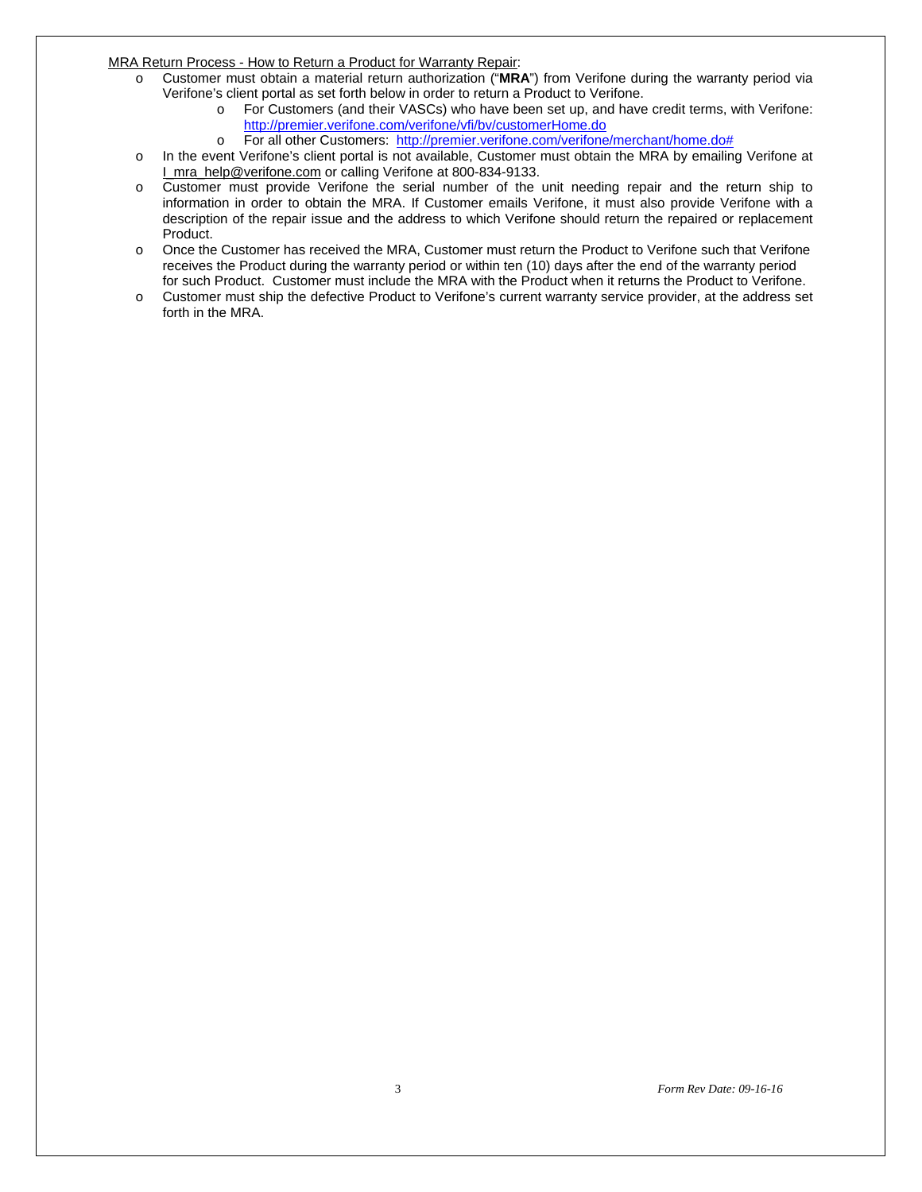MRA Return Process - How to Return a Product for Warranty Repair:

- Customer must obtain a material return authorization ("**MRA**") from Verifone during the warranty period via Verifone's client portal as set forth below in order to return a Product to Verifone.
    - For Customers (and their VASCs) who have been set up, and have credit terms, with Verifone: http://premier.verifone.com/verifone/vfi/bv/customerHome.do
    - For all other Customers: http://premier.verifone.com/verifone/merchant/home.do#
- In the event Verifone's client portal is not available, Customer must obtain the MRA by emailing Verifone at I_mra_help@verifone.com or calling Verifone at 800-834-9133.
- Customer must provide Verifone the serial number of the unit needing repair and the return ship to information in order to obtain the MRA. If Customer emails Verifone, it must also provide Verifone with a description of the repair issue and the address to which Verifone should return the repaired or replacement Product.
- Once the Customer has received the MRA, Customer must return the Product to Verifone such that Verifone receives the Product during the warranty period or within ten (10) days after the end of the warranty period for such Product. Customer must include the MRA with the Product when it returns the Product to Verifone.
- Customer must ship the defective Product to Verifone's current warranty service provider, at the address set forth in the MRA.

*Form Rev Date: 09-16-16*